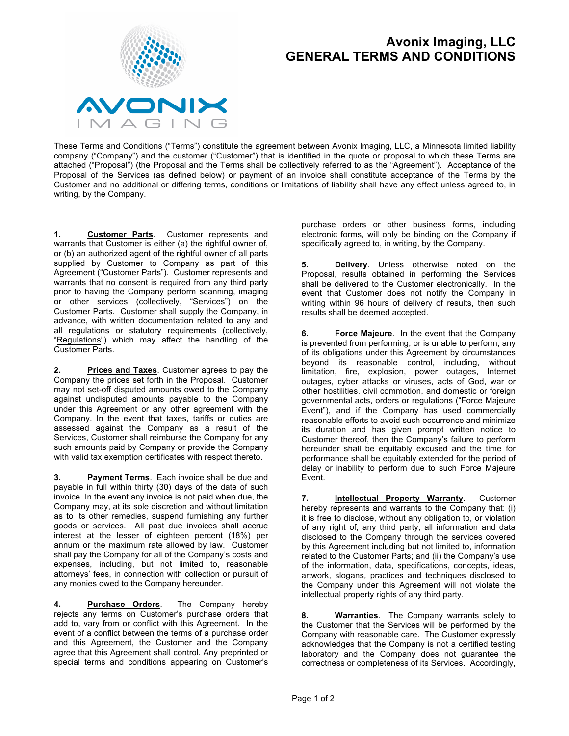# Avonix Imaging, LLC
# GENERAL TERMS AND CONDITIONS

These Terms and Conditions ("Terms") constitute the agreement between Avonix Imaging, LLC, a Minnesota limited liability company ("Company") and the customer ("Customer") that is identified in the quote or proposal to which these Terms are attached ("Proposal") (the Proposal and the Terms shall be collectively referred to as the "Agreement"). Acceptance of the Proposal of the Services (as defined below) or payment of an invoice shall constitute acceptance of the Terms by the Customer and no additional or differing terms, conditions or limitations of liability shall have any effect unless agreed to, in writing, by the Company.

**1. Customer Parts**. Customer represents and warrants that Customer is either (a) the rightful owner of, or (b) an authorized agent of the rightful owner of all parts supplied by Customer to Company as part of this Agreement ("Customer Parts"). Customer represents and warrants that no consent is required from any third party prior to having the Company perform scanning, imaging or other services (collectively, "Services") on the Customer Parts. Customer shall supply the Company, in advance, with written documentation related to any and all regulations or statutory requirements (collectively, "Regulations") which may affect the handling of the Customer Parts.

**2. Prices and Taxes**. Customer agrees to pay the Company the prices set forth in the Proposal. Customer may not set-off disputed amounts owed to the Company against undisputed amounts payable to the Company under this Agreement or any other agreement with the Company. In the event that taxes, tariffs or duties are assessed against the Company as a result of the Services, Customer shall reimburse the Company for any such amounts paid by Company or provide the Company with valid tax exemption certificates with respect thereto.

**3. Payment Terms**. Each invoice shall be due and payable in full within thirty (30) days of the date of such invoice. In the event any invoice is not paid when due, the Company may, at its sole discretion and without limitation as to its other remedies, suspend furnishing any further goods or services. All past due invoices shall accrue interest at the lesser of eighteen percent (18%) per annum or the maximum rate allowed by law. Customer shall pay the Company for all of the Company's costs and expenses, including, but not limited to, reasonable attorneys' fees, in connection with collection or pursuit of any monies owed to the Company hereunder.

**4. Purchase Orders**. The Company hereby rejects any terms on Customer's purchase orders that add to, vary from or conflict with this Agreement. In the event of a conflict between the terms of a purchase order and this Agreement, the Customer and the Company agree that this Agreement shall control. Any preprinted or special terms and conditions appearing on Customer's purchase orders or other business forms, including electronic forms, will only be binding on the Company if specifically agreed to, in writing, by the Company.

**5. Delivery**. Unless otherwise noted on the Proposal, results obtained in performing the Services shall be delivered to the Customer electronically. In the event that Customer does not notify the Company in writing within 96 hours of delivery of results, then such results shall be deemed accepted.

**6. Force Majeure**. In the event that the Company is prevented from performing, or is unable to perform, any of its obligations under this Agreement by circumstances beyond its reasonable control, including, without limitation, fire, explosion, power outages, Internet outages, cyber attacks or viruses, acts of God, war or other hostilities, civil commotion, and domestic or foreign governmental acts, orders or regulations ("Force Majeure Event"), and if the Company has used commercially reasonable efforts to avoid such occurrence and minimize its duration and has given prompt written notice to Customer thereof, then the Company's failure to perform hereunder shall be equitably excused and the time for performance shall be equitably extended for the period of delay or inability to perform due to such Force Majeure Event.

**7. Intellectual Property Warranty**. Customer hereby represents and warrants to the Company that: (i) it is free to disclose, without any obligation to, or violation of any right of, any third party, all information and data disclosed to the Company through the services covered by this Agreement including but not limited to, information related to the Customer Parts; and (ii) the Company's use of the information, data, specifications, concepts, ideas, artwork, slogans, practices and techniques disclosed to the Company under this Agreement will not violate the intellectual property rights of any third party.

**8. Warranties**. The Company warrants solely to the Customer that the Services will be performed by the Company with reasonable care. The Customer expressly acknowledges that the Company is not a certified testing laboratory and the Company does not guarantee the correctness or completeness of its Services. Accordingly,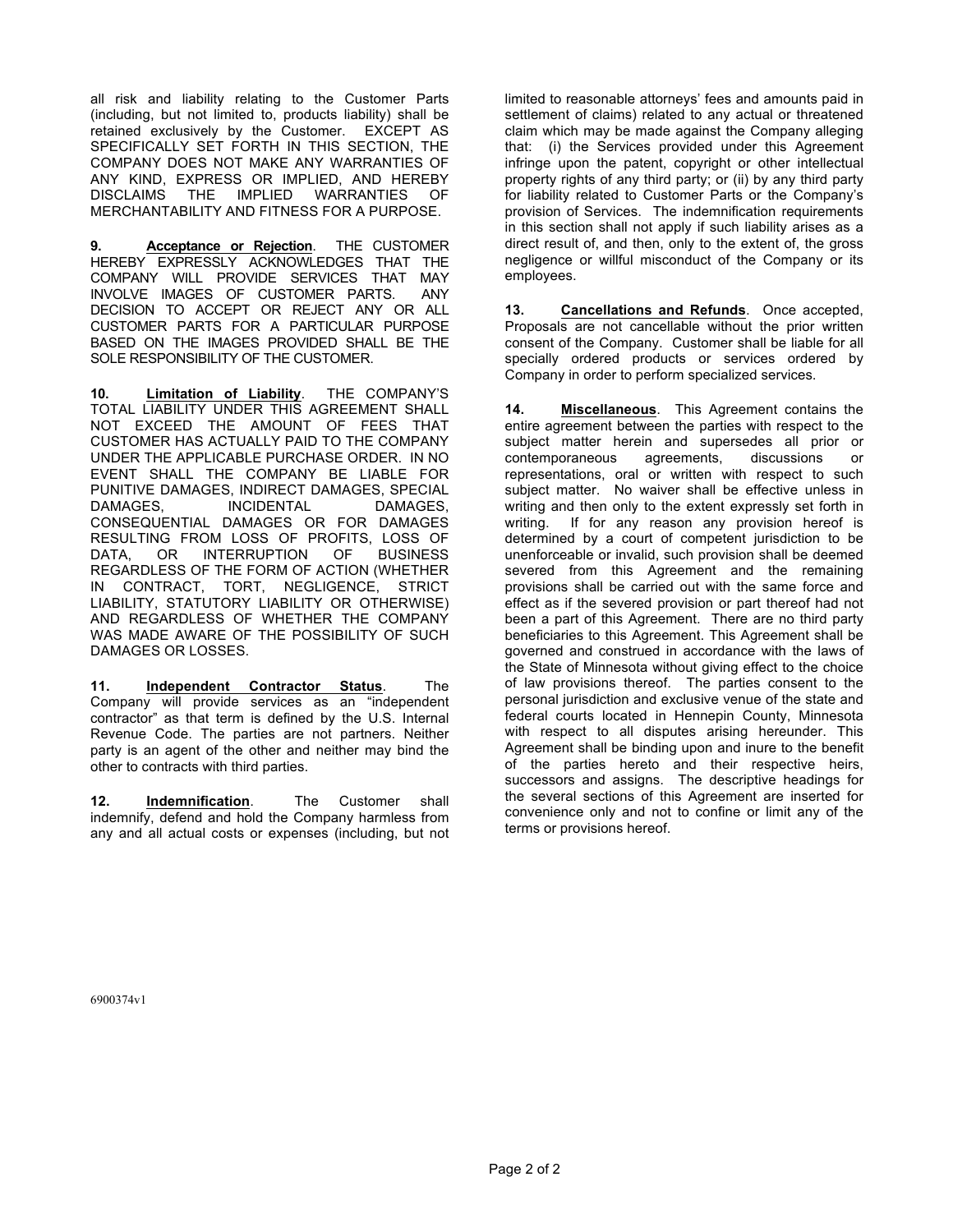all risk and liability relating to the Customer Parts (including, but not limited to, products liability) shall be retained exclusively by the Customer. EXCEPT AS SPECIFICALLY SET FORTH IN THIS SECTION, THE COMPANY DOES NOT MAKE ANY WARRANTIES OF ANY KIND, EXPRESS OR IMPLIED, AND HEREBY DISCLAIMS THE IMPLIED WARRANTIES OF MERCHANTABILITY AND FITNESS FOR A PURPOSE.

**9. Acceptance or Rejection**. THE CUSTOMER HEREBY EXPRESSLY ACKNOWLEDGES THAT THE COMPANY WILL PROVIDE SERVICES THAT MAY INVOLVE IMAGES OF CUSTOMER PARTS. ANY DECISION TO ACCEPT OR REJECT ANY OR ALL CUSTOMER PARTS FOR A PARTICULAR PURPOSE BASED ON THE IMAGES PROVIDED SHALL BE THE SOLE RESPONSIBILITY OF THE CUSTOMER.

**10. Limitation of Liability**. THE COMPANY'S TOTAL LIABILITY UNDER THIS AGREEMENT SHALL NOT EXCEED THE AMOUNT OF FEES THAT CUSTOMER HAS ACTUALLY PAID TO THE COMPANY UNDER THE APPLICABLE PURCHASE ORDER. IN NO EVENT SHALL THE COMPANY BE LIABLE FOR PUNITIVE DAMAGES, INDIRECT DAMAGES, SPECIAL DAMAGES, INCIDENTAL DAMAGES, CONSEQUENTIAL DAMAGES OR FOR DAMAGES RESULTING FROM LOSS OF PROFITS, LOSS OF DATA, OR INTERRUPTION OF BUSINESS REGARDLESS OF THE FORM OF ACTION (WHETHER IN CONTRACT, TORT, NEGLIGENCE, STRICT LIABILITY, STATUTORY LIABILITY OR OTHERWISE) AND REGARDLESS OF WHETHER THE COMPANY WAS MADE AWARE OF THE POSSIBILITY OF SUCH DAMAGES OR LOSSES.

**11. Independent Contractor Status**. The Company will provide services as an "independent contractor" as that term is defined by the U.S. Internal Revenue Code. The parties are not partners. Neither party is an agent of the other and neither may bind the other to contracts with third parties.

**12. Indemnification**. The Customer shall indemnify, defend and hold the Company harmless from any and all actual costs or expenses (including, but not limited to reasonable attorneys' fees and amounts paid in settlement of claims) related to any actual or threatened claim which may be made against the Company alleging that: (i) the Services provided under this Agreement infringe upon the patent, copyright or other intellectual property rights of any third party; or (ii) by any third party for liability related to Customer Parts or the Company's provision of Services. The indemnification requirements in this section shall not apply if such liability arises as a direct result of, and then, only to the extent of, the gross negligence or willful misconduct of the Company or its employees.

**13. Cancellations and Refunds**. Once accepted, Proposals are not cancellable without the prior written consent of the Company. Customer shall be liable for all specially ordered products or services ordered by Company in order to perform specialized services.

**14. Miscellaneous**. This Agreement contains the entire agreement between the parties with respect to the subject matter herein and supersedes all prior or contemporaneous agreements, discussions or representations, oral or written with respect to such subject matter. No waiver shall be effective unless in writing and then only to the extent expressly set forth in writing. If for any reason any provision hereof is determined by a court of competent jurisdiction to be unenforceable or invalid, such provision shall be deemed severed from this Agreement and the remaining provisions shall be carried out with the same force and effect as if the severed provision or part thereof had not been a part of this Agreement. There are no third party beneficiaries to this Agreement. This Agreement shall be governed and construed in accordance with the laws of the State of Minnesota without giving effect to the choice of law provisions thereof. The parties consent to the personal jurisdiction and exclusive venue of the state and federal courts located in Hennepin County, Minnesota with respect to all disputes arising hereunder. This Agreement shall be binding upon and inure to the benefit of the parties hereto and their respective heirs, successors and assigns. The descriptive headings for the several sections of this Agreement are inserted for convenience only and not to confine or limit any of the terms or provisions hereof.

6900374v1